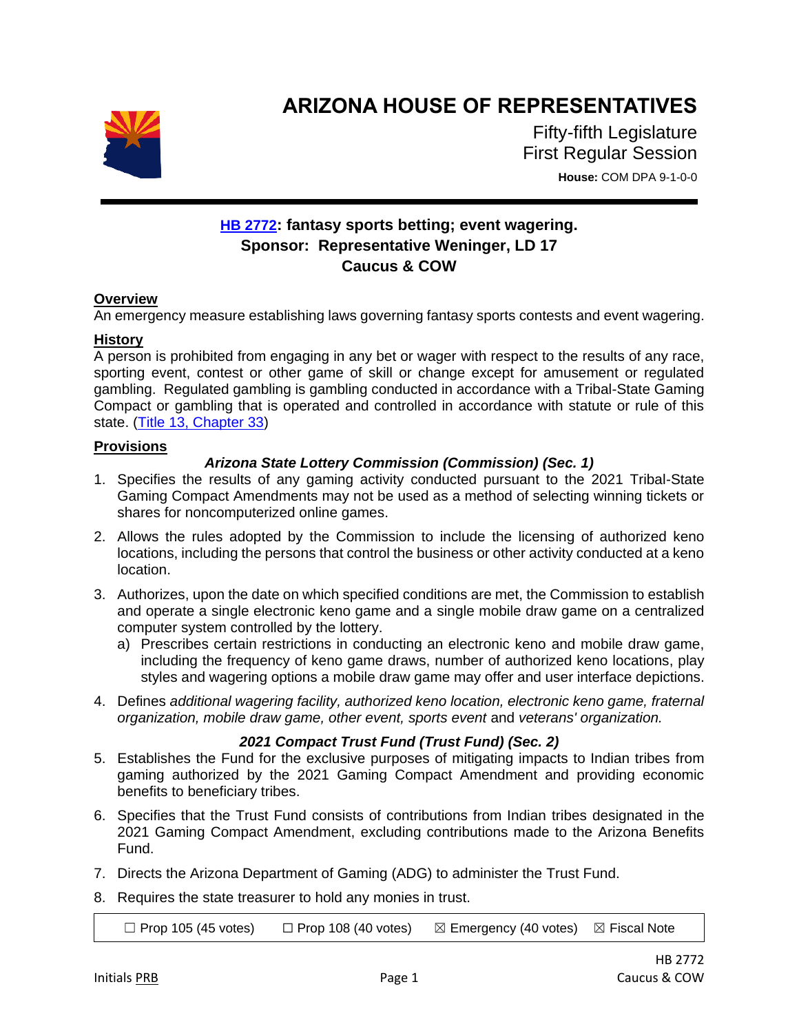# ARIZONA HOUSE OF REPRESENTATIVES

Fifty-fifth Legislature
First Regular Session

**House:** COM DPA 9-1-0-0

---

## HB 2772: fantasy sports betting; event wagering.
**Sponsor: Representative Weninger, LD 17**
**Caucus & COW**

### Overview

An emergency measure establishing laws governing fantasy sports contests and event wagering.

### History

A person is prohibited from engaging in any bet or wager with respect to the results of any race, sporting event, contest or other game of skill or change except for amusement or regulated gambling. Regulated gambling is gambling conducted in accordance with a Tribal-State Gaming Compact or gambling that is operated and controlled in accordance with statute or rule of this state. (Title 13, Chapter 33)

### Provisions

***Arizona State Lottery Commission (Commission) (Sec. 1)***

1. Specifies the results of any gaming activity conducted pursuant to the 2021 Tribal-State Gaming Compact Amendments may not be used as a method of selecting winning tickets or shares for noncomputerized online games.
2. Allows the rules adopted by the Commission to include the licensing of authorized keno locations, including the persons that control the business or other activity conducted at a keno location.
3. Authorizes, upon the date on which specified conditions are met, the Commission to establish and operate a single electronic keno game and a single mobile draw game on a centralized computer system controlled by the lottery.
   a) Prescribes certain restrictions in conducting an electronic keno and mobile draw game, including the frequency of keno game draws, number of authorized keno locations, play styles and wagering options a mobile draw game may offer and user interface depictions.
4. Defines *additional wagering facility, authorized keno location, electronic keno game, fraternal organization, mobile draw game, other event, sports event* and *veterans' organization.*

***2021 Compact Trust Fund (Trust Fund) (Sec. 2)***

5. Establishes the Fund for the exclusive purposes of mitigating impacts to Indian tribes from gaming authorized by the 2021 Gaming Compact Amendment and providing economic benefits to beneficiary tribes.
6. Specifies that the Trust Fund consists of contributions from Indian tribes designated in the 2021 Gaming Compact Amendment, excluding contributions made to the Arizona Benefits Fund.
7. Directs the Arizona Department of Gaming (ADG) to administer the Trust Fund.
8. Requires the state treasurer to hold any monies in trust.

| ☐ Prop 105 (45 votes) | ☐ Prop 108 (40 votes) | ☒ Emergency (40 votes) | ☒ Fiscal Note |
|---|---|---|---|

Initials PRB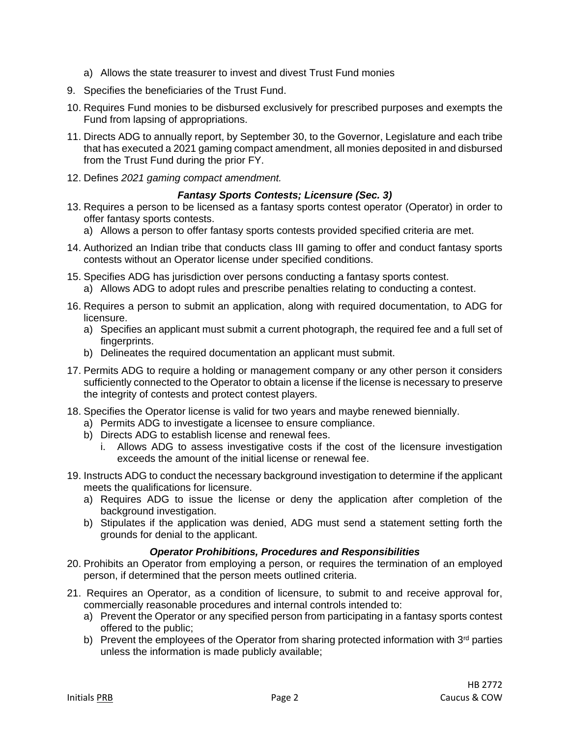a) Allows the state treasurer to invest and divest Trust Fund monies

9. Specifies the beneficiaries of the Trust Fund.

10. Requires Fund monies to be disbursed exclusively for prescribed purposes and exempts the Fund from lapsing of appropriations.

11. Directs ADG to annually report, by September 30, to the Governor, Legislature and each tribe that has executed a 2021 gaming compact amendment, all monies deposited in and disbursed from the Trust Fund during the prior FY.

12. Defines *2021 gaming compact amendment.*

### *Fantasy Sports Contests; Licensure (Sec. 3)*

13. Requires a person to be licensed as a fantasy sports contest operator (Operator) in order to offer fantasy sports contests.
    a) Allows a person to offer fantasy sports contests provided specified criteria are met.

14. Authorized an Indian tribe that conducts class III gaming to offer and conduct fantasy sports contests without an Operator license under specified conditions.

15. Specifies ADG has jurisdiction over persons conducting a fantasy sports contest.
    a) Allows ADG to adopt rules and prescribe penalties relating to conducting a contest.

16. Requires a person to submit an application, along with required documentation, to ADG for licensure.
    a) Specifies an applicant must submit a current photograph, the required fee and a full set of fingerprints.
    b) Delineates the required documentation an applicant must submit.

17. Permits ADG to require a holding or management company or any other person it considers sufficiently connected to the Operator to obtain a license if the license is necessary to preserve the integrity of contests and protect contest players.

18. Specifies the Operator license is valid for two years and maybe renewed biennially.
    a) Permits ADG to investigate a licensee to ensure compliance.
    b) Directs ADG to establish license and renewal fees.
       i. Allows ADG to assess investigative costs if the cost of the licensure investigation exceeds the amount of the initial license or renewal fee.

19. Instructs ADG to conduct the necessary background investigation to determine if the applicant meets the qualifications for licensure.
    a) Requires ADG to issue the license or deny the application after completion of the background investigation.
    b) Stipulates if the application was denied, ADG must send a statement setting forth the grounds for denial to the applicant.

### *Operator Prohibitions, Procedures and Responsibilities*

20. Prohibits an Operator from employing a person, or requires the termination of an employed person, if determined that the person meets outlined criteria.

21. Requires an Operator, as a condition of licensure, to submit to and receive approval for, commercially reasonable procedures and internal controls intended to:
    a) Prevent the Operator or any specified person from participating in a fantasy sports contest offered to the public;
    b) Prevent the employees of the Operator from sharing protected information with 3rd parties unless the information is made publicly available;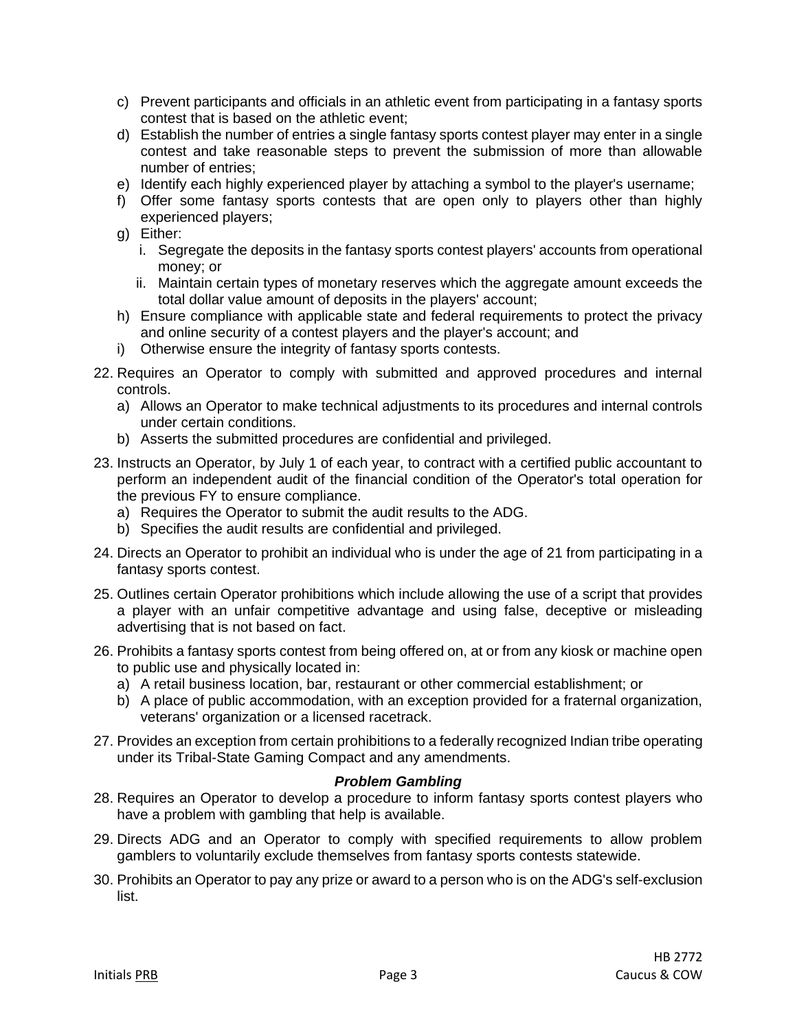c) Prevent participants and officials in an athletic event from participating in a fantasy sports contest that is based on the athletic event;
   d) Establish the number of entries a single fantasy sports contest player may enter in a single contest and take reasonable steps to prevent the submission of more than allowable number of entries;
   e) Identify each highly experienced player by attaching a symbol to the player's username;
   f) Offer some fantasy sports contests that are open only to players other than highly experienced players;
   g) Either:
      i. Segregate the deposits in the fantasy sports contest players' accounts from operational money; or
      ii. Maintain certain types of monetary reserves which the aggregate amount exceeds the total dollar value amount of deposits in the players' account;
   h) Ensure compliance with applicable state and federal requirements to protect the privacy and online security of a contest players and the player's account; and
   i) Otherwise ensure the integrity of fantasy sports contests.

22. Requires an Operator to comply with submitted and approved procedures and internal controls.
    a) Allows an Operator to make technical adjustments to its procedures and internal controls under certain conditions.
    b) Asserts the submitted procedures are confidential and privileged.

23. Instructs an Operator, by July 1 of each year, to contract with a certified public accountant to perform an independent audit of the financial condition of the Operator's total operation for the previous FY to ensure compliance.
    a) Requires the Operator to submit the audit results to the ADG.
    b) Specifies the audit results are confidential and privileged.

24. Directs an Operator to prohibit an individual who is under the age of 21 from participating in a fantasy sports contest.

25. Outlines certain Operator prohibitions which include allowing the use of a script that provides a player with an unfair competitive advantage and using false, deceptive or misleading advertising that is not based on fact.

26. Prohibits a fantasy sports contest from being offered on, at or from any kiosk or machine open to public use and physically located in:
    a) A retail business location, bar, restaurant or other commercial establishment; or
    b) A place of public accommodation, with an exception provided for a fraternal organization, veterans' organization or a licensed racetrack.

27. Provides an exception from certain prohibitions to a federally recognized Indian tribe operating under its Tribal-State Gaming Compact and any amendments.

***Problem Gambling***

28. Requires an Operator to develop a procedure to inform fantasy sports contest players who have a problem with gambling that help is available.

29. Directs ADG and an Operator to comply with specified requirements to allow problem gamblers to voluntarily exclude themselves from fantasy sports contests statewide.

30. Prohibits an Operator to pay any prize or award to a person who is on the ADG's self-exclusion list.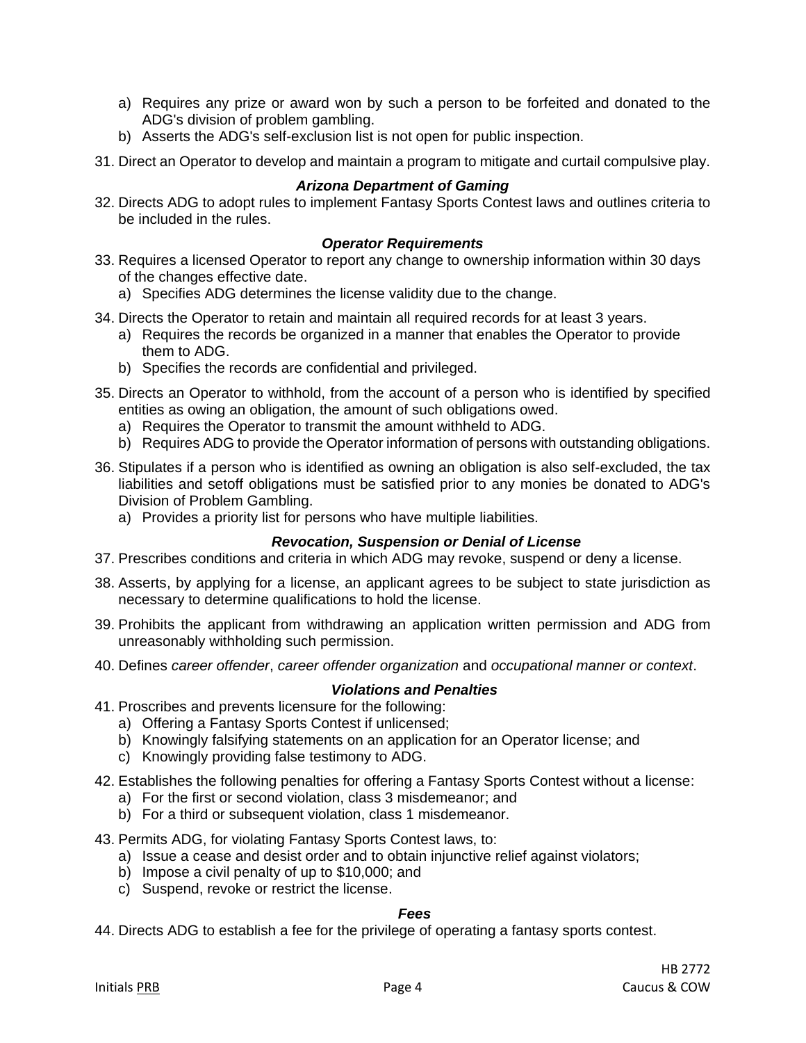a) Requires any prize or award won by such a person to be forfeited and donated to the ADG's division of problem gambling.
b) Asserts the ADG's self-exclusion list is not open for public inspection.

31. Direct an Operator to develop and maintain a program to mitigate and curtail compulsive play.

### *Arizona Department of Gaming*

32. Directs ADG to adopt rules to implement Fantasy Sports Contest laws and outlines criteria to be included in the rules.

### *Operator Requirements*

33. Requires a licensed Operator to report any change to ownership information within 30 days of the changes effective date.
    a) Specifies ADG determines the license validity due to the change.
34. Directs the Operator to retain and maintain all required records for at least 3 years.
    a) Requires the records be organized in a manner that enables the Operator to provide them to ADG.
    b) Specifies the records are confidential and privileged.
35. Directs an Operator to withhold, from the account of a person who is identified by specified entities as owing an obligation, the amount of such obligations owed.
    a) Requires the Operator to transmit the amount withheld to ADG.
    b) Requires ADG to provide the Operator information of persons with outstanding obligations.
36. Stipulates if a person who is identified as owning an obligation is also self-excluded, the tax liabilities and setoff obligations must be satisfied prior to any monies be donated to ADG's Division of Problem Gambling.
    a) Provides a priority list for persons who have multiple liabilities.

### *Revocation, Suspension or Denial of License*

37. Prescribes conditions and criteria in which ADG may revoke, suspend or deny a license.
38. Asserts, by applying for a license, an applicant agrees to be subject to state jurisdiction as necessary to determine qualifications to hold the license.
39. Prohibits the applicant from withdrawing an application written permission and ADG from unreasonably withholding such permission.
40. Defines *career offender*, *career offender organization* and *occupational manner or context*.

### *Violations and Penalties*

41. Proscribes and prevents licensure for the following:
    a) Offering a Fantasy Sports Contest if unlicensed;
    b) Knowingly falsifying statements on an application for an Operator license; and
    c) Knowingly providing false testimony to ADG.
42. Establishes the following penalties for offering a Fantasy Sports Contest without a license:
    a) For the first or second violation, class 3 misdemeanor; and
    b) For a third or subsequent violation, class 1 misdemeanor.
43. Permits ADG, for violating Fantasy Sports Contest laws, to:
    a) Issue a cease and desist order and to obtain injunctive relief against violators;
    b) Impose a civil penalty of up to $10,000; and
    c) Suspend, revoke or restrict the license.

### *Fees*

44. Directs ADG to establish a fee for the privilege of operating a fantasy sports contest.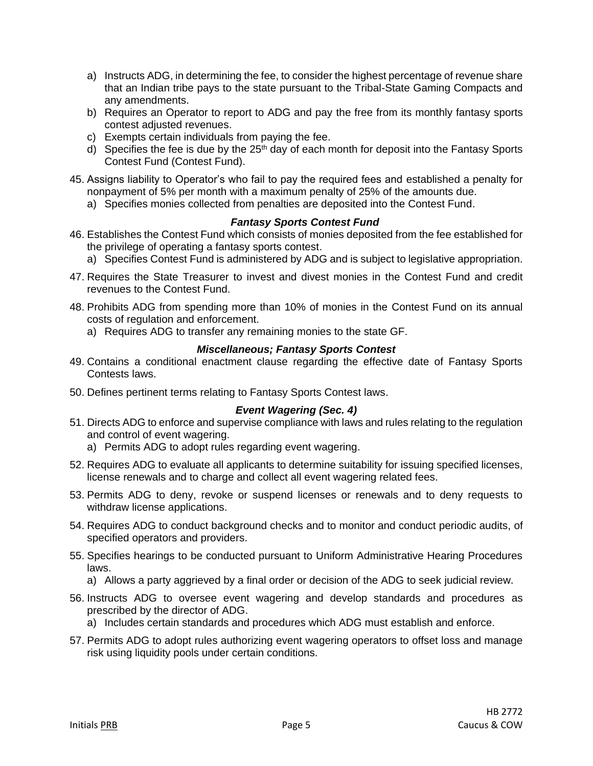a) Instructs ADG, in determining the fee, to consider the highest percentage of revenue share that an Indian tribe pays to the state pursuant to the Tribal-State Gaming Compacts and any amendments.
b) Requires an Operator to report to ADG and pay the free from its monthly fantasy sports contest adjusted revenues.
c) Exempts certain individuals from paying the fee.
d) Specifies the fee is due by the 25th day of each month for deposit into the Fantasy Sports Contest Fund (Contest Fund).

45. Assigns liability to Operator's who fail to pay the required fees and established a penalty for nonpayment of 5% per month with a maximum penalty of 25% of the amounts due.
    a) Specifies monies collected from penalties are deposited into the Contest Fund.

### *Fantasy Sports Contest Fund*

46. Establishes the Contest Fund which consists of monies deposited from the fee established for the privilege of operating a fantasy sports contest.
    a) Specifies Contest Fund is administered by ADG and is subject to legislative appropriation.
47. Requires the State Treasurer to invest and divest monies in the Contest Fund and credit revenues to the Contest Fund.
48. Prohibits ADG from spending more than 10% of monies in the Contest Fund on its annual costs of regulation and enforcement.
    a) Requires ADG to transfer any remaining monies to the state GF.

### *Miscellaneous; Fantasy Sports Contest*

49. Contains a conditional enactment clause regarding the effective date of Fantasy Sports Contests laws.
50. Defines pertinent terms relating to Fantasy Sports Contest laws.

### *Event Wagering (Sec. 4)*

51. Directs ADG to enforce and supervise compliance with laws and rules relating to the regulation and control of event wagering.
    a) Permits ADG to adopt rules regarding event wagering.
52. Requires ADG to evaluate all applicants to determine suitability for issuing specified licenses, license renewals and to charge and collect all event wagering related fees.
53. Permits ADG to deny, revoke or suspend licenses or renewals and to deny requests to withdraw license applications.
54. Requires ADG to conduct background checks and to monitor and conduct periodic audits, of specified operators and providers.
55. Specifies hearings to be conducted pursuant to Uniform Administrative Hearing Procedures laws.
    a) Allows a party aggrieved by a final order or decision of the ADG to seek judicial review.
56. Instructs ADG to oversee event wagering and develop standards and procedures as prescribed by the director of ADG.
    a) Includes certain standards and procedures which ADG must establish and enforce.
57. Permits ADG to adopt rules authorizing event wagering operators to offset loss and manage risk using liquidity pools under certain conditions.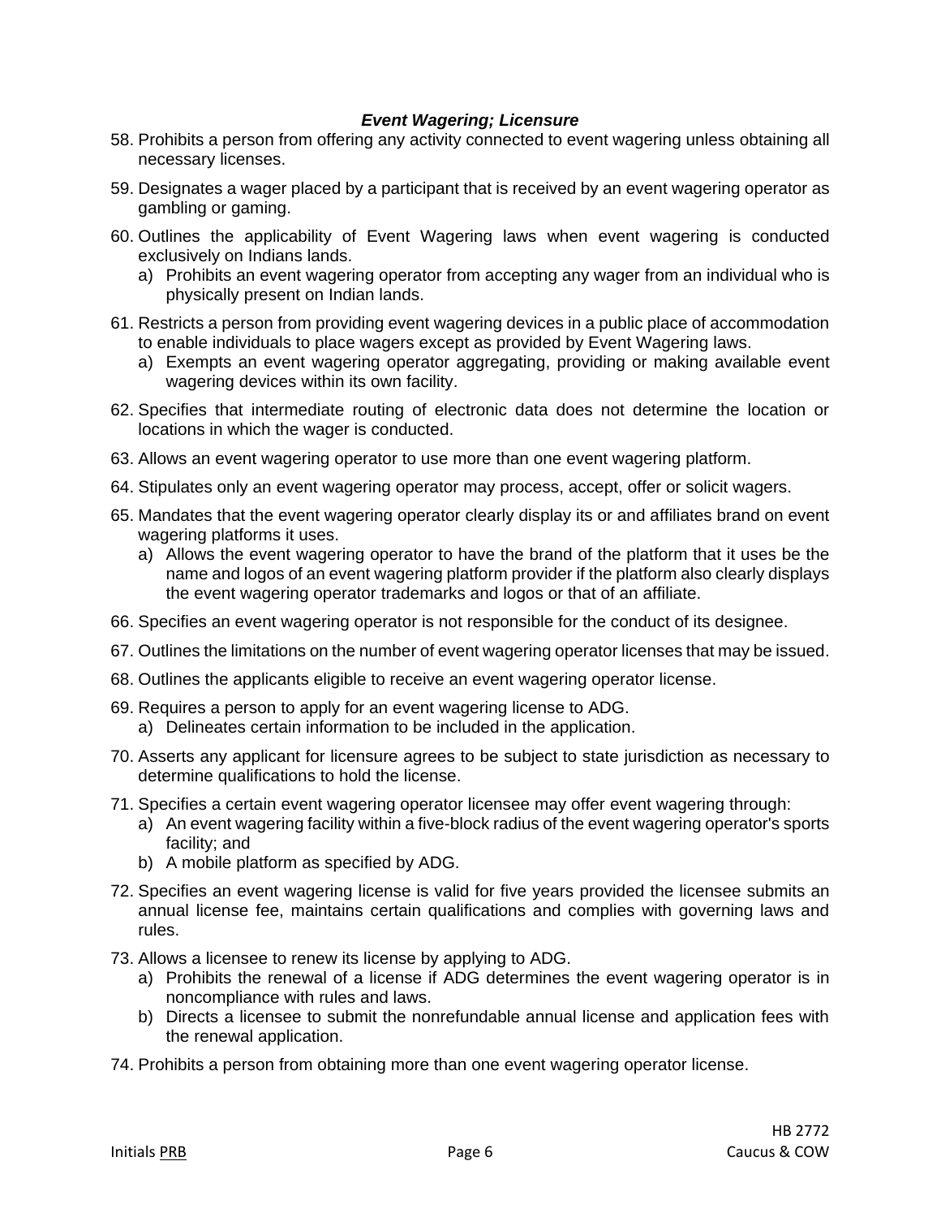### *Event Wagering; Licensure*

58. Prohibits a person from offering any activity connected to event wagering unless obtaining all necessary licenses.
59. Designates a wager placed by a participant that is received by an event wagering operator as gambling or gaming.
60. Outlines the applicability of Event Wagering laws when event wagering is conducted exclusively on Indians lands.
    a) Prohibits an event wagering operator from accepting any wager from an individual who is physically present on Indian lands.
61. Restricts a person from providing event wagering devices in a public place of accommodation to enable individuals to place wagers except as provided by Event Wagering laws.
    a) Exempts an event wagering operator aggregating, providing or making available event wagering devices within its own facility.
62. Specifies that intermediate routing of electronic data does not determine the location or locations in which the wager is conducted.
63. Allows an event wagering operator to use more than one event wagering platform.
64. Stipulates only an event wagering operator may process, accept, offer or solicit wagers.
65. Mandates that the event wagering operator clearly display its or and affiliates brand on event wagering platforms it uses.
    a) Allows the event wagering operator to have the brand of the platform that it uses be the name and logos of an event wagering platform provider if the platform also clearly displays the event wagering operator trademarks and logos or that of an affiliate.
66. Specifies an event wagering operator is not responsible for the conduct of its designee.
67. Outlines the limitations on the number of event wagering operator licenses that may be issued.
68. Outlines the applicants eligible to receive an event wagering operator license.
69. Requires a person to apply for an event wagering license to ADG.
    a) Delineates certain information to be included in the application.
70. Asserts any applicant for licensure agrees to be subject to state jurisdiction as necessary to determine qualifications to hold the license.
71. Specifies a certain event wagering operator licensee may offer event wagering through:
    a) An event wagering facility within a five-block radius of the event wagering operator's sports facility; and
    b) A mobile platform as specified by ADG.
72. Specifies an event wagering license is valid for five years provided the licensee submits an annual license fee, maintains certain qualifications and complies with governing laws and rules.
73. Allows a licensee to renew its license by applying to ADG.
    a) Prohibits the renewal of a license if ADG determines the event wagering operator is in noncompliance with rules and laws.
    b) Directs a licensee to submit the nonrefundable annual license and application fees with the renewal application.
74. Prohibits a person from obtaining more than one event wagering operator license.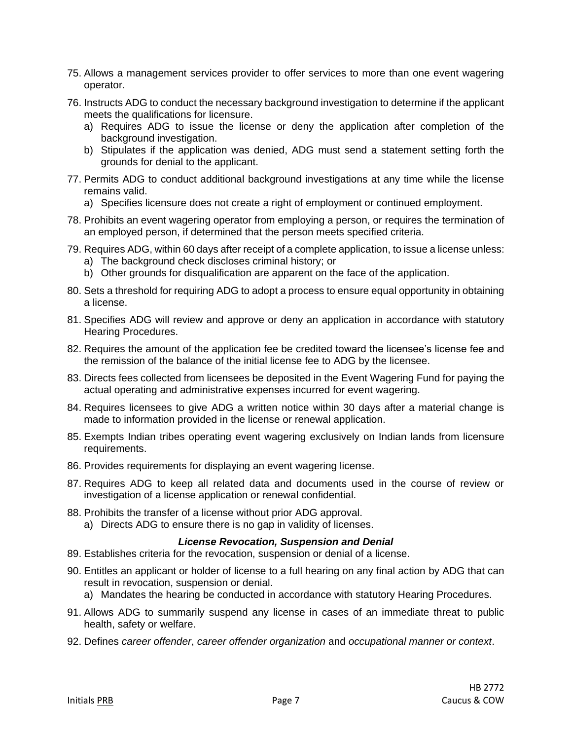75. Allows a management services provider to offer services to more than one event wagering operator.

76. Instructs ADG to conduct the necessary background investigation to determine if the applicant meets the qualifications for licensure.
    a) Requires ADG to issue the license or deny the application after completion of the background investigation.
    b) Stipulates if the application was denied, ADG must send a statement setting forth the grounds for denial to the applicant.

77. Permits ADG to conduct additional background investigations at any time while the license remains valid.
    a) Specifies licensure does not create a right of employment or continued employment.

78. Prohibits an event wagering operator from employing a person, or requires the termination of an employed person, if determined that the person meets specified criteria.

79. Requires ADG, within 60 days after receipt of a complete application, to issue a license unless:
    a) The background check discloses criminal history; or
    b) Other grounds for disqualification are apparent on the face of the application.

80. Sets a threshold for requiring ADG to adopt a process to ensure equal opportunity in obtaining a license.

81. Specifies ADG will review and approve or deny an application in accordance with statutory Hearing Procedures.

82. Requires the amount of the application fee be credited toward the licensee's license fee and the remission of the balance of the initial license fee to ADG by the licensee.

83. Directs fees collected from licensees be deposited in the Event Wagering Fund for paying the actual operating and administrative expenses incurred for event wagering.

84. Requires licensees to give ADG a written notice within 30 days after a material change is made to information provided in the license or renewal application.

85. Exempts Indian tribes operating event wagering exclusively on Indian lands from licensure requirements.

86. Provides requirements for displaying an event wagering license.

87. Requires ADG to keep all related data and documents used in the course of review or investigation of a license application or renewal confidential.

88. Prohibits the transfer of a license without prior ADG approval.
    a) Directs ADG to ensure there is no gap in validity of licenses.

***License Revocation, Suspension and Denial***

89. Establishes criteria for the revocation, suspension or denial of a license.

90. Entitles an applicant or holder of license to a full hearing on any final action by ADG that can result in revocation, suspension or denial.
    a) Mandates the hearing be conducted in accordance with statutory Hearing Procedures.

91. Allows ADG to summarily suspend any license in cases of an immediate threat to public health, safety or welfare.

92. Defines *career offender*, *career offender organization* and *occupational manner or context*.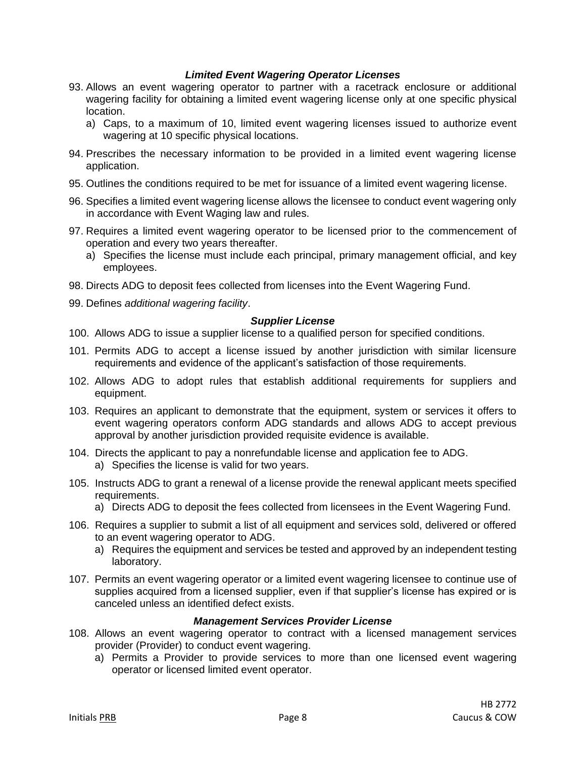### *Limited Event Wagering Operator Licenses*

93. Allows an event wagering operator to partner with a racetrack enclosure or additional wagering facility for obtaining a limited event wagering license only at one specific physical location.
    a) Caps, to a maximum of 10, limited event wagering licenses issued to authorize event wagering at 10 specific physical locations.
94. Prescribes the necessary information to be provided in a limited event wagering license application.
95. Outlines the conditions required to be met for issuance of a limited event wagering license.
96. Specifies a limited event wagering license allows the licensee to conduct event wagering only in accordance with Event Waging law and rules.
97. Requires a limited event wagering operator to be licensed prior to the commencement of operation and every two years thereafter.
    a) Specifies the license must include each principal, primary management official, and key employees.
98. Directs ADG to deposit fees collected from licenses into the Event Wagering Fund.
99. Defines *additional wagering facility*.

### *Supplier License*

100. Allows ADG to issue a supplier license to a qualified person for specified conditions.
101. Permits ADG to accept a license issued by another jurisdiction with similar licensure requirements and evidence of the applicant's satisfaction of those requirements.
102. Allows ADG to adopt rules that establish additional requirements for suppliers and equipment.
103. Requires an applicant to demonstrate that the equipment, system or services it offers to event wagering operators conform ADG standards and allows ADG to accept previous approval by another jurisdiction provided requisite evidence is available.
104. Directs the applicant to pay a nonrefundable license and application fee to ADG.
    a) Specifies the license is valid for two years.
105. Instructs ADG to grant a renewal of a license provide the renewal applicant meets specified requirements.
    a) Directs ADG to deposit the fees collected from licensees in the Event Wagering Fund.
106. Requires a supplier to submit a list of all equipment and services sold, delivered or offered to an event wagering operator to ADG.
    a) Requires the equipment and services be tested and approved by an independent testing laboratory.
107. Permits an event wagering operator or a limited event wagering licensee to continue use of supplies acquired from a licensed supplier, even if that supplier's license has expired or is canceled unless an identified defect exists.

### *Management Services Provider License*

108. Allows an event wagering operator to contract with a licensed management services provider (Provider) to conduct event wagering.
    a) Permits a Provider to provide services to more than one licensed event wagering operator or licensed limited event operator.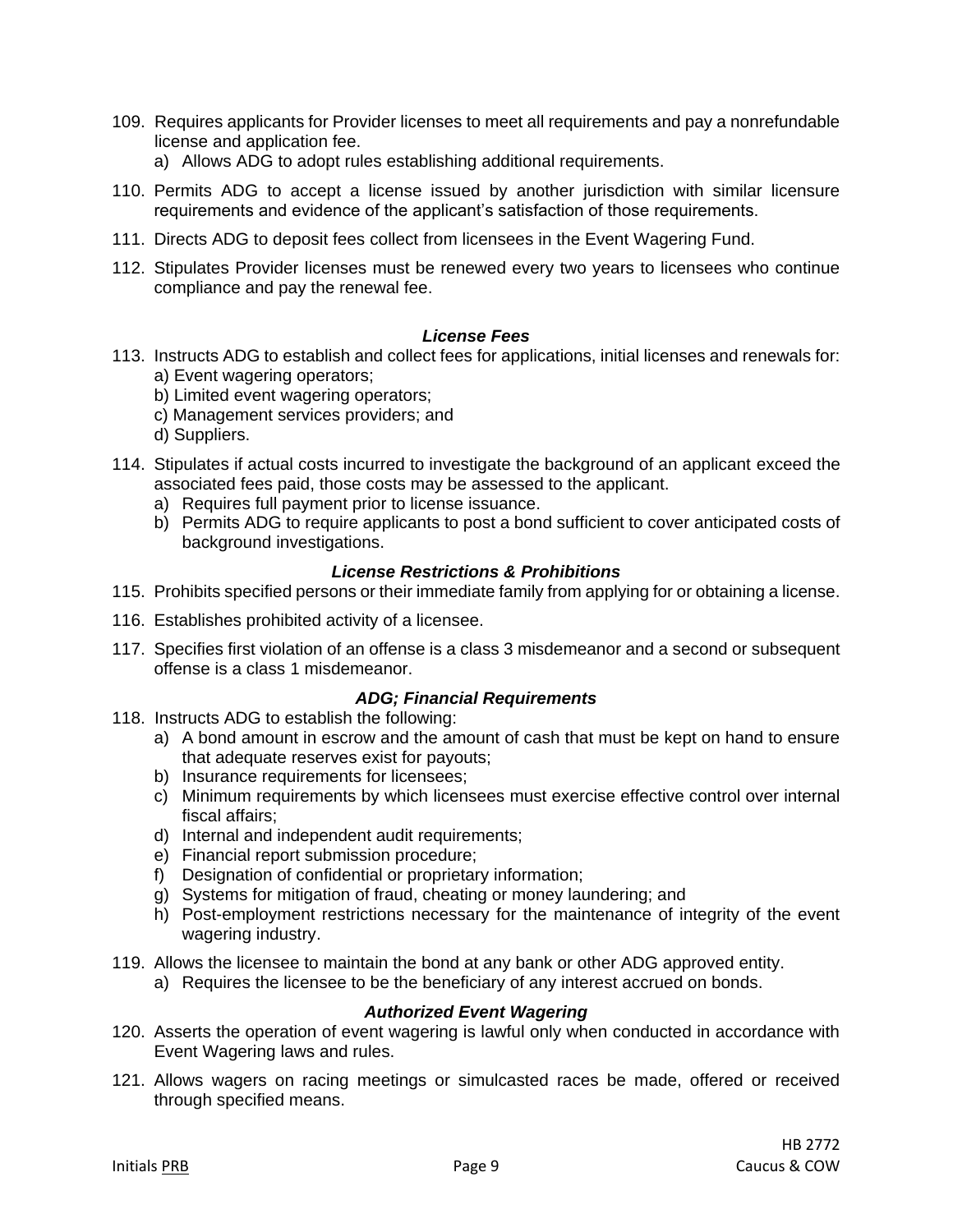109. Requires applicants for Provider licenses to meet all requirements and pay a nonrefundable license and application fee.
    a) Allows ADG to adopt rules establishing additional requirements.

110. Permits ADG to accept a license issued by another jurisdiction with similar licensure requirements and evidence of the applicant's satisfaction of those requirements.

111. Directs ADG to deposit fees collect from licensees in the Event Wagering Fund.

112. Stipulates Provider licenses must be renewed every two years to licensees who continue compliance and pay the renewal fee.

***License Fees***

113. Instructs ADG to establish and collect fees for applications, initial licenses and renewals for:
    a) Event wagering operators;
    b) Limited event wagering operators;
    c) Management services providers; and
    d) Suppliers.

114. Stipulates if actual costs incurred to investigate the background of an applicant exceed the associated fees paid, those costs may be assessed to the applicant.
    a) Requires full payment prior to license issuance.
    b) Permits ADG to require applicants to post a bond sufficient to cover anticipated costs of background investigations.

***License Restrictions & Prohibitions***

115. Prohibits specified persons or their immediate family from applying for or obtaining a license.

116. Establishes prohibited activity of a licensee.

117. Specifies first violation of an offense is a class 3 misdemeanor and a second or subsequent offense is a class 1 misdemeanor.

***ADG; Financial Requirements***

118. Instructs ADG to establish the following:
    a) A bond amount in escrow and the amount of cash that must be kept on hand to ensure that adequate reserves exist for payouts;
    b) Insurance requirements for licensees;
    c) Minimum requirements by which licensees must exercise effective control over internal fiscal affairs;
    d) Internal and independent audit requirements;
    e) Financial report submission procedure;
    f) Designation of confidential or proprietary information;
    g) Systems for mitigation of fraud, cheating or money laundering; and
    h) Post-employment restrictions necessary for the maintenance of integrity of the event wagering industry.

119. Allows the licensee to maintain the bond at any bank or other ADG approved entity.
    a) Requires the licensee to be the beneficiary of any interest accrued on bonds.

***Authorized Event Wagering***

120. Asserts the operation of event wagering is lawful only when conducted in accordance with Event Wagering laws and rules.

121. Allows wagers on racing meetings or simulcasted races be made, offered or received through specified means.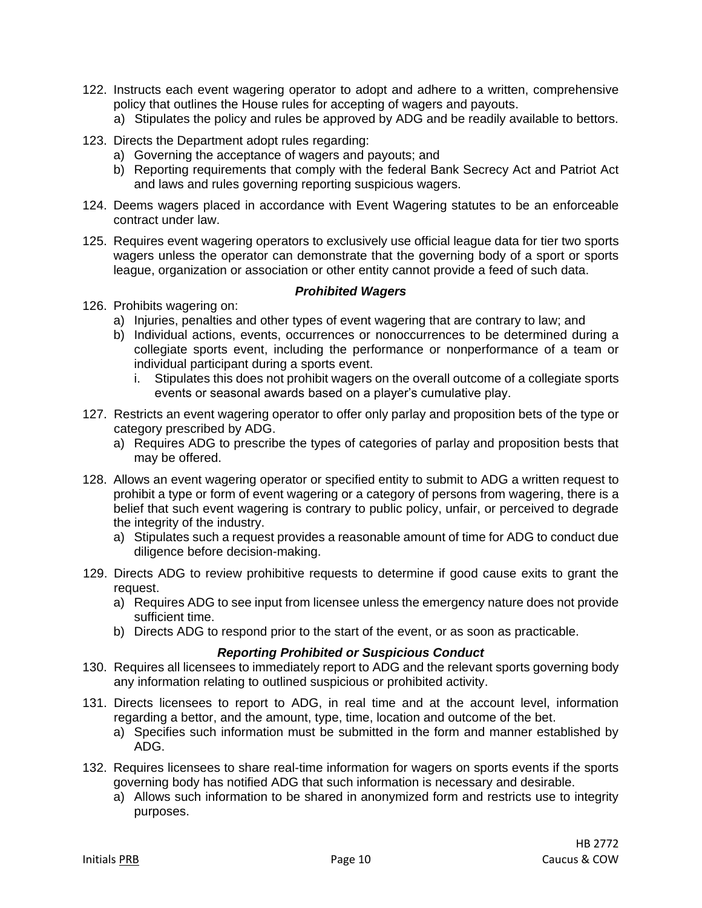122. Instructs each event wagering operator to adopt and adhere to a written, comprehensive policy that outlines the House rules for accepting of wagers and payouts.
    a) Stipulates the policy and rules be approved by ADG and be readily available to bettors.
123. Directs the Department adopt rules regarding:
    a) Governing the acceptance of wagers and payouts; and
    b) Reporting requirements that comply with the federal Bank Secrecy Act and Patriot Act and laws and rules governing reporting suspicious wagers.
124. Deems wagers placed in accordance with Event Wagering statutes to be an enforceable contract under law.
125. Requires event wagering operators to exclusively use official league data for tier two sports wagers unless the operator can demonstrate that the governing body of a sport or sports league, organization or association or other entity cannot provide a feed of such data.

***Prohibited Wagers***

126. Prohibits wagering on:
    a) Injuries, penalties and other types of event wagering that are contrary to law; and
    b) Individual actions, events, occurrences or nonoccurrences to be determined during a collegiate sports event, including the performance or nonperformance of a team or individual participant during a sports event.
        i. Stipulates this does not prohibit wagers on the overall outcome of a collegiate sports events or seasonal awards based on a player's cumulative play.
127. Restricts an event wagering operator to offer only parlay and proposition bets of the type or category prescribed by ADG.
    a) Requires ADG to prescribe the types of categories of parlay and proposition bests that may be offered.
128. Allows an event wagering operator or specified entity to submit to ADG a written request to prohibit a type or form of event wagering or a category of persons from wagering, there is a belief that such event wagering is contrary to public policy, unfair, or perceived to degrade the integrity of the industry.
    a) Stipulates such a request provides a reasonable amount of time for ADG to conduct due diligence before decision-making.
129. Directs ADG to review prohibitive requests to determine if good cause exits to grant the request.
    a) Requires ADG to see input from licensee unless the emergency nature does not provide sufficient time.
    b) Directs ADG to respond prior to the start of the event, or as soon as practicable.

***Reporting Prohibited or Suspicious Conduct***

130. Requires all licensees to immediately report to ADG and the relevant sports governing body any information relating to outlined suspicious or prohibited activity.
131. Directs licensees to report to ADG, in real time and at the account level, information regarding a bettor, and the amount, type, time, location and outcome of the bet.
    a) Specifies such information must be submitted in the form and manner established by ADG.
132. Requires licensees to share real-time information for wagers on sports events if the sports governing body has notified ADG that such information is necessary and desirable.
    a) Allows such information to be shared in anonymized form and restricts use to integrity purposes.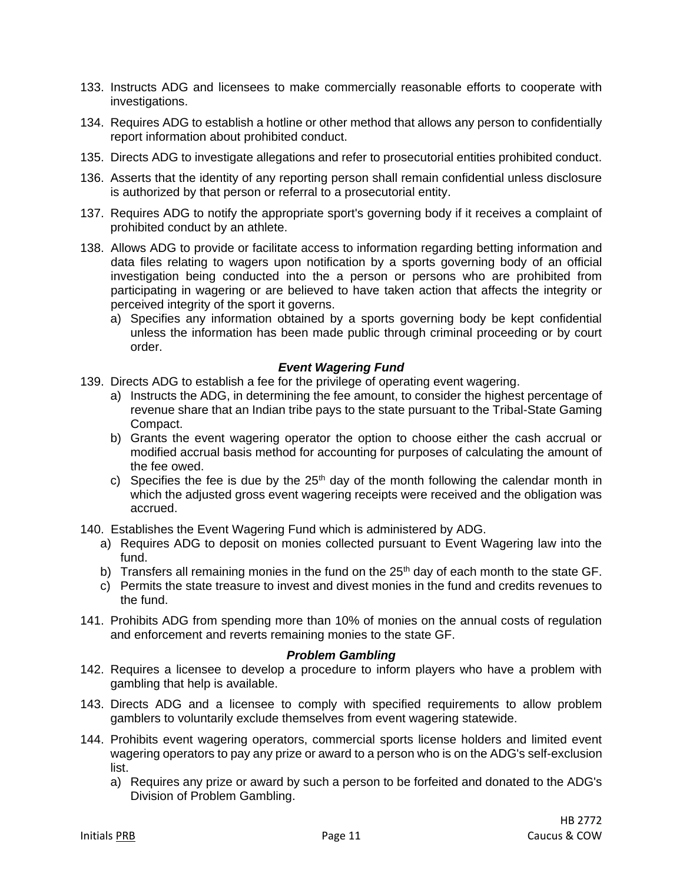133. Instructs ADG and licensees to make commercially reasonable efforts to cooperate with investigations.

134. Requires ADG to establish a hotline or other method that allows any person to confidentially report information about prohibited conduct.

135. Directs ADG to investigate allegations and refer to prosecutorial entities prohibited conduct.

136. Asserts that the identity of any reporting person shall remain confidential unless disclosure is authorized by that person or referral to a prosecutorial entity.

137. Requires ADG to notify the appropriate sport's governing body if it receives a complaint of prohibited conduct by an athlete.

138. Allows ADG to provide or facilitate access to information regarding betting information and data files relating to wagers upon notification by a sports governing body of an official investigation being conducted into the a person or persons who are prohibited from participating in wagering or are believed to have taken action that affects the integrity or perceived integrity of the sport it governs.
    a) Specifies any information obtained by a sports governing body be kept confidential unless the information has been made public through criminal proceeding or by court order.

### *Event Wagering Fund*

139. Directs ADG to establish a fee for the privilege of operating event wagering.
    a) Instructs the ADG, in determining the fee amount, to consider the highest percentage of revenue share that an Indian tribe pays to the state pursuant to the Tribal-State Gaming Compact.
    b) Grants the event wagering operator the option to choose either the cash accrual or modified accrual basis method for accounting for purposes of calculating the amount of the fee owed.
    c) Specifies the fee is due by the 25th day of the month following the calendar month in which the adjusted gross event wagering receipts were received and the obligation was accrued.

140. Establishes the Event Wagering Fund which is administered by ADG.
    a) Requires ADG to deposit on monies collected pursuant to Event Wagering law into the fund.
    b) Transfers all remaining monies in the fund on the 25th day of each month to the state GF.
    c) Permits the state treasure to invest and divest monies in the fund and credits revenues to the fund.

141. Prohibits ADG from spending more than 10% of monies on the annual costs of regulation and enforcement and reverts remaining monies to the state GF.

### *Problem Gambling*

142. Requires a licensee to develop a procedure to inform players who have a problem with gambling that help is available.

143. Directs ADG and a licensee to comply with specified requirements to allow problem gamblers to voluntarily exclude themselves from event wagering statewide.

144. Prohibits event wagering operators, commercial sports license holders and limited event wagering operators to pay any prize or award to a person who is on the ADG's self-exclusion list.
    a) Requires any prize or award by such a person to be forfeited and donated to the ADG's Division of Problem Gambling.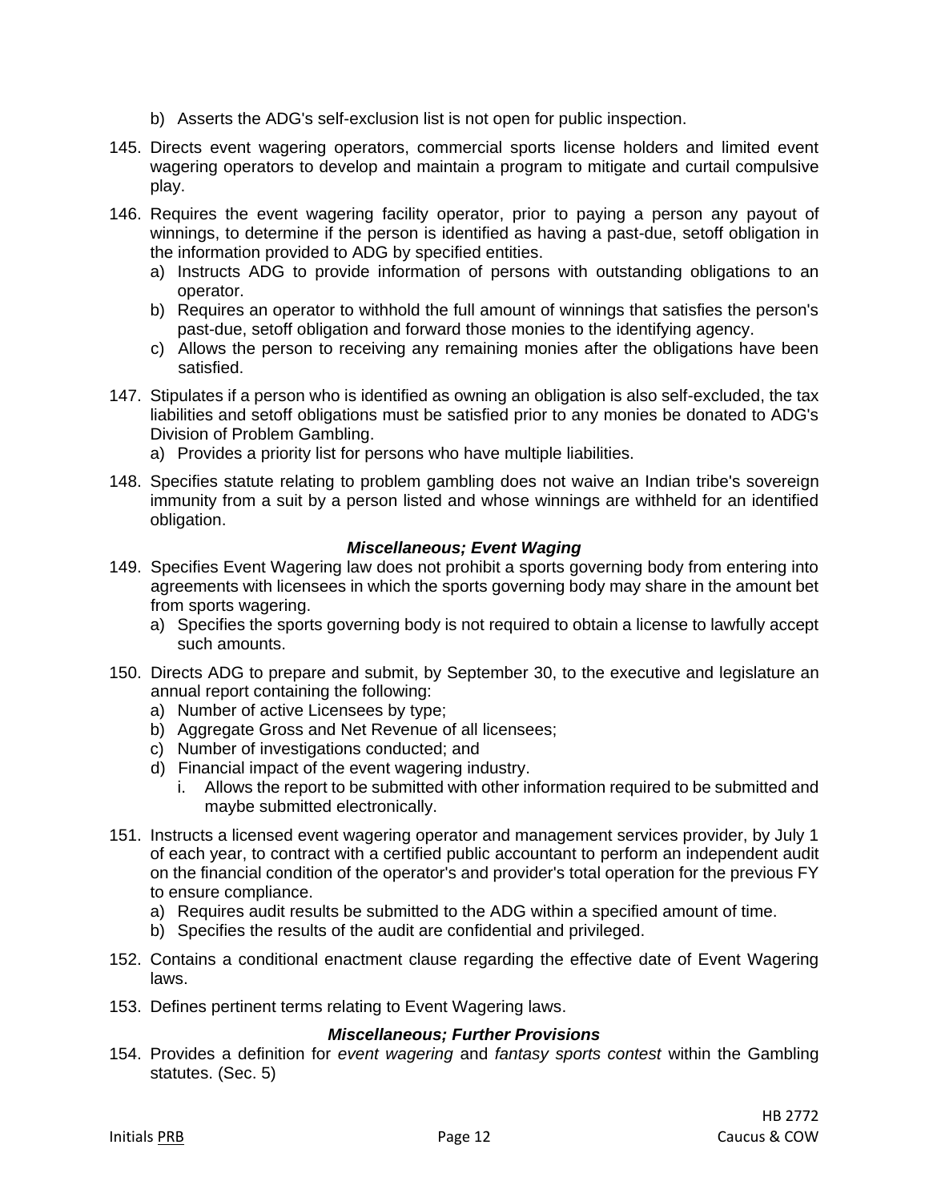b) Asserts the ADG's self-exclusion list is not open for public inspection.

145. Directs event wagering operators, commercial sports license holders and limited event wagering operators to develop and maintain a program to mitigate and curtail compulsive play.

146. Requires the event wagering facility operator, prior to paying a person any payout of winnings, to determine if the person is identified as having a past-due, setoff obligation in the information provided to ADG by specified entities.
    a) Instructs ADG to provide information of persons with outstanding obligations to an operator.
    b) Requires an operator to withhold the full amount of winnings that satisfies the person's past-due, setoff obligation and forward those monies to the identifying agency.
    c) Allows the person to receiving any remaining monies after the obligations have been satisfied.

147. Stipulates if a person who is identified as owning an obligation is also self-excluded, the tax liabilities and setoff obligations must be satisfied prior to any monies be donated to ADG's Division of Problem Gambling.
    a) Provides a priority list for persons who have multiple liabilities.

148. Specifies statute relating to problem gambling does not waive an Indian tribe's sovereign immunity from a suit by a person listed and whose winnings are withheld for an identified obligation.

### *Miscellaneous; Event Waging*

149. Specifies Event Wagering law does not prohibit a sports governing body from entering into agreements with licensees in which the sports governing body may share in the amount bet from sports wagering.
    a) Specifies the sports governing body is not required to obtain a license to lawfully accept such amounts.

150. Directs ADG to prepare and submit, by September 30, to the executive and legislature an annual report containing the following:
    a) Number of active Licensees by type;
    b) Aggregate Gross and Net Revenue of all licensees;
    c) Number of investigations conducted; and
    d) Financial impact of the event wagering industry.
        i. Allows the report to be submitted with other information required to be submitted and maybe submitted electronically.

151. Instructs a licensed event wagering operator and management services provider, by July 1 of each year, to contract with a certified public accountant to perform an independent audit on the financial condition of the operator's and provider's total operation for the previous FY to ensure compliance.
    a) Requires audit results be submitted to the ADG within a specified amount of time.
    b) Specifies the results of the audit are confidential and privileged.

152. Contains a conditional enactment clause regarding the effective date of Event Wagering laws.

153. Defines pertinent terms relating to Event Wagering laws.

### *Miscellaneous; Further Provisions*

154. Provides a definition for *event wagering* and *fantasy sports contest* within the Gambling statutes. (Sec. 5)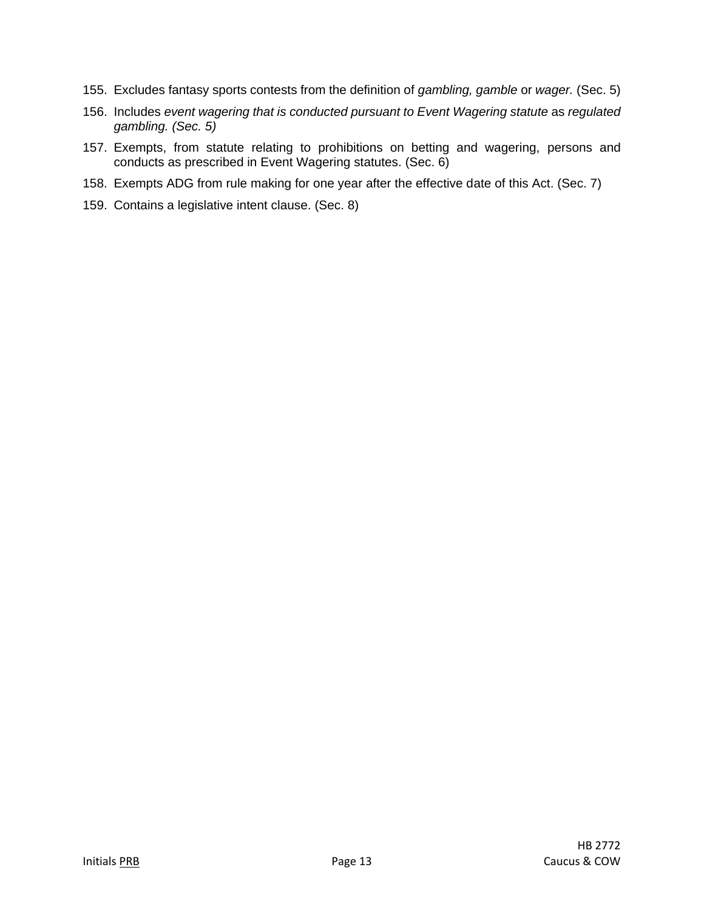155. Excludes fantasy sports contests from the definition of *gambling, gamble* or *wager.* (Sec. 5)
156. Includes *event wagering that is conducted pursuant to Event Wagering statute* as *regulated gambling. (Sec. 5)*
157. Exempts, from statute relating to prohibitions on betting and wagering, persons and conducts as prescribed in Event Wagering statutes. (Sec. 6)
158. Exempts ADG from rule making for one year after the effective date of this Act. (Sec. 7)
159. Contains a legislative intent clause. (Sec. 8)